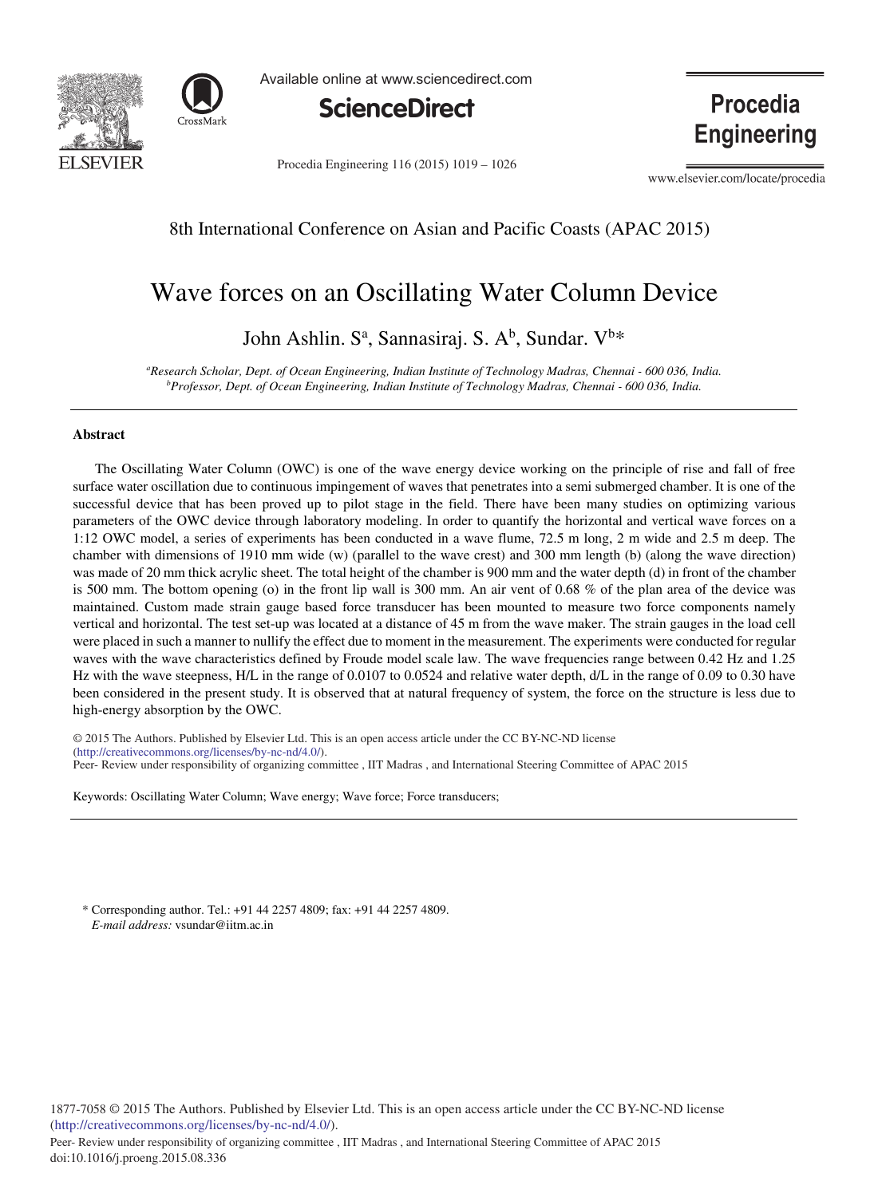8th International Conference on Asian and Pacific Coasts (APAC 2015)

# Wave forces on an Oscillating Water Column Device

John Ashlin. S[a], Sannasiraj. S. A[b], Sundar. V[b]*

[a]*Research Scholar, Dept. of Ocean Engineering, Indian Institute of Technology Madras, Chennai - 600 036, India.*
[b]*Professor, Dept. of Ocean Engineering, Indian Institute of Technology Madras, Chennai - 600 036, India.*

## Abstract

The Oscillating Water Column (OWC) is one of the wave energy device working on the principle of rise and fall of free surface water oscillation due to continuous impingement of waves that penetrates into a semi submerged chamber. It is one of the successful device that has been proved up to pilot stage in the field. There have been many studies on optimizing various parameters of the OWC device through laboratory modeling. In order to quantify the horizontal and vertical wave forces on a 1:12 OWC model, a series of experiments has been conducted in a wave flume, 72.5 m long, 2 m wide and 2.5 m deep. The chamber with dimensions of 1910 mm wide (w) (parallel to the wave crest) and 300 mm length (b) (along the wave direction) was made of 20 mm thick acrylic sheet. The total height of the chamber is 900 mm and the water depth (d) in front of the chamber is 500 mm. The bottom opening (o) in the front lip wall is 300 mm. An air vent of 0.68 % of the plan area of the device was maintained. Custom made strain gauge based force transducer has been mounted to measure two force components namely vertical and horizontal. The test set-up was located at a distance of 45 m from the wave maker. The strain gauges in the load cell were placed in such a manner to nullify the effect due to moment in the measurement. The experiments were conducted for regular waves with the wave characteristics defined by Froude model scale law. The wave frequencies range between 0.42 Hz and 1.25 Hz with the wave steepness, H/L in the range of 0.0107 to 0.0524 and relative water depth, d/L in the range of 0.09 to 0.30 have been considered in the present study. It is observed that at natural frequency of system, the force on the structure is less due to high-energy absorption by the OWC.

© 2015 The Authors. Published by Elsevier Ltd. This is an open access article under the CC BY-NC-ND license (http://creativecommons.org/licenses/by-nc-nd/4.0/).
Peer- Review under responsibility of organizing committee , IIT Madras , and International Steering Committee of APAC 2015

Keywords: Oscillating Water Column; Wave energy; Wave force; Force transducers;

* Corresponding author. Tel.: +91 44 2257 4809; fax: +91 44 2257 4809.
*E-mail address:* vsundar@iitm.ac.in

1877-7058 © 2015 The Authors. Published by Elsevier Ltd. This is an open access article under the CC BY-NC-ND license (http://creativecommons.org/licenses/by-nc-nd/4.0/).
Peer- Review under responsibility of organizing committee , IIT Madras , and International Steering Committee of APAC 2015
doi:10.1016/j.proeng.2015.08.336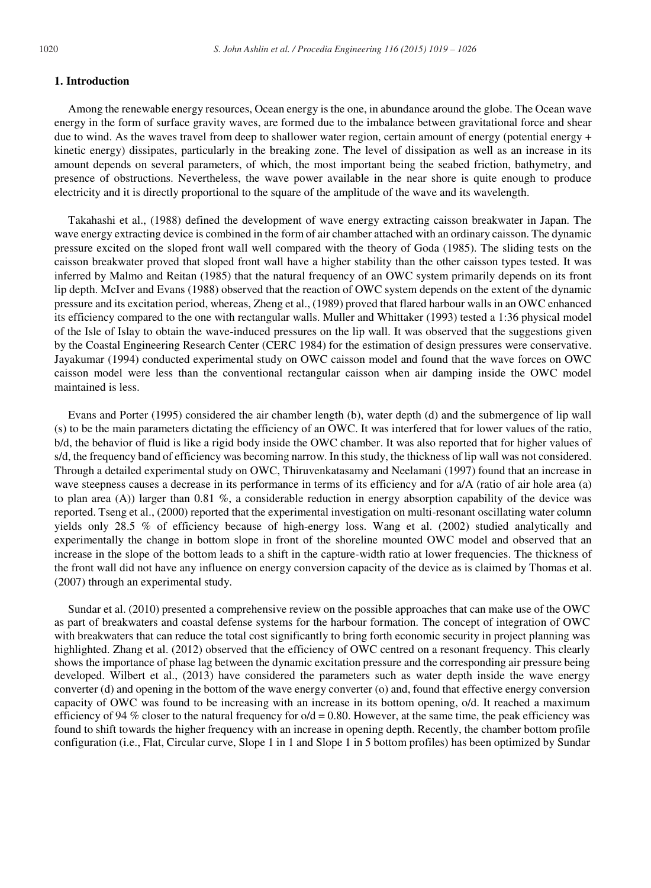## 1. Introduction

Among the renewable energy resources, Ocean energy is the one, in abundance around the globe. The Ocean wave energy in the form of surface gravity waves, are formed due to the imbalance between gravitational force and shear due to wind. As the waves travel from deep to shallower water region, certain amount of energy (potential energy + kinetic energy) dissipates, particularly in the breaking zone. The level of dissipation as well as an increase in its amount depends on several parameters, of which, the most important being the seabed friction, bathymetry, and presence of obstructions. Nevertheless, the wave power available in the near shore is quite enough to produce electricity and it is directly proportional to the square of the amplitude of the wave and its wavelength.

Takahashi et al., (1988) defined the development of wave energy extracting caisson breakwater in Japan. The wave energy extracting device is combined in the form of air chamber attached with an ordinary caisson. The dynamic pressure excited on the sloped front wall well compared with the theory of Goda (1985). The sliding tests on the caisson breakwater proved that sloped front wall have a higher stability than the other caisson types tested. It was inferred by Malmo and Reitan (1985) that the natural frequency of an OWC system primarily depends on its front lip depth. McIver and Evans (1988) observed that the reaction of OWC system depends on the extent of the dynamic pressure and its excitation period, whereas, Zheng et al., (1989) proved that flared harbour walls in an OWC enhanced its efficiency compared to the one with rectangular walls. Muller and Whittaker (1993) tested a 1:36 physical model of the Isle of Islay to obtain the wave-induced pressures on the lip wall. It was observed that the suggestions given by the Coastal Engineering Research Center (CERC 1984) for the estimation of design pressures were conservative. Jayakumar (1994) conducted experimental study on OWC caisson model and found that the wave forces on OWC caisson model were less than the conventional rectangular caisson when air damping inside the OWC model maintained is less.

Evans and Porter (1995) considered the air chamber length (b), water depth (d) and the submergence of lip wall (s) to be the main parameters dictating the efficiency of an OWC. It was interfered that for lower values of the ratio, b/d, the behavior of fluid is like a rigid body inside the OWC chamber. It was also reported that for higher values of s/d, the frequency band of efficiency was becoming narrow. In this study, the thickness of lip wall was not considered. Through a detailed experimental study on OWC, Thiruvenkatasamy and Neelamani (1997) found that an increase in wave steepness causes a decrease in its performance in terms of its efficiency and for a/A (ratio of air hole area (a) to plan area (A)) larger than 0.81 %, a considerable reduction in energy absorption capability of the device was reported. Tseng et al., (2000) reported that the experimental investigation on multi-resonant oscillating water column yields only 28.5 % of efficiency because of high-energy loss. Wang et al. (2002) studied analytically and experimentally the change in bottom slope in front of the shoreline mounted OWC model and observed that an increase in the slope of the bottom leads to a shift in the capture-width ratio at lower frequencies. The thickness of the front wall did not have any influence on energy conversion capacity of the device as is claimed by Thomas et al. (2007) through an experimental study.

Sundar et al. (2010) presented a comprehensive review on the possible approaches that can make use of the OWC as part of breakwaters and coastal defense systems for the harbour formation. The concept of integration of OWC with breakwaters that can reduce the total cost significantly to bring forth economic security in project planning was highlighted. Zhang et al. (2012) observed that the efficiency of OWC centred on a resonant frequency. This clearly shows the importance of phase lag between the dynamic excitation pressure and the corresponding air pressure being developed. Wilbert et al., (2013) have considered the parameters such as water depth inside the wave energy converter (d) and opening in the bottom of the wave energy converter (o) and, found that effective energy conversion capacity of OWC was found to be increasing with an increase in its bottom opening, o/d. It reached a maximum efficiency of 94 % closer to the natural frequency for o/d = 0.80. However, at the same time, the peak efficiency was found to shift towards the higher frequency with an increase in opening depth. Recently, the chamber bottom profile configuration (i.e., Flat, Circular curve, Slope 1 in 1 and Slope 1 in 5 bottom profiles) has been optimized by Sundar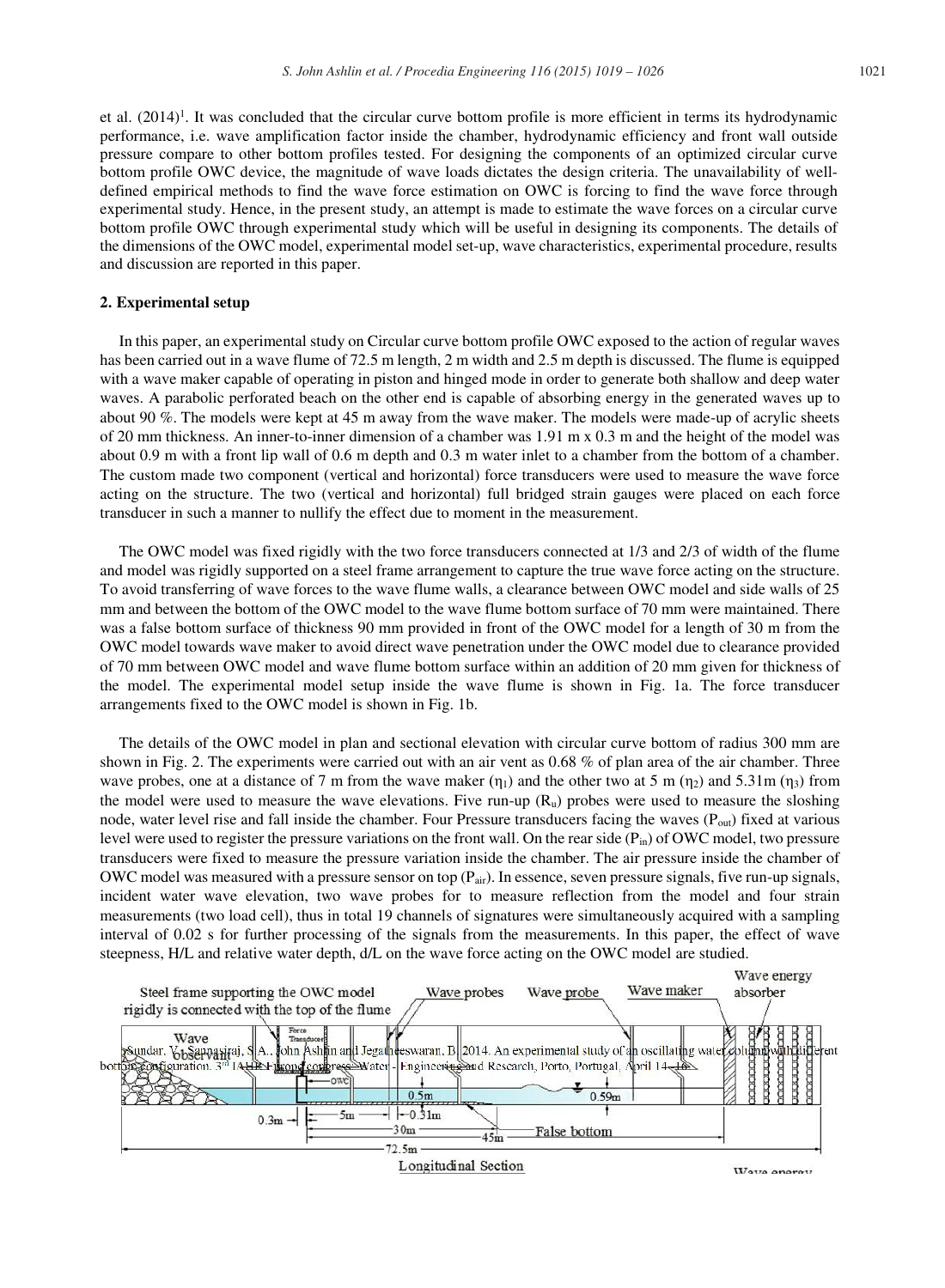et al. (2014)[1]. It was concluded that the circular curve bottom profile is more efficient in terms its hydrodynamic performance, i.e. wave amplification factor inside the chamber, hydrodynamic efficiency and front wall outside pressure compare to other bottom profiles tested. For designing the components of an optimized circular curve bottom profile OWC device, the magnitude of wave loads dictates the design criteria. The unavailability of well-defined empirical methods to find the wave force estimation on OWC is forcing to find the wave force through experimental study. Hence, in the present study, an attempt is made to estimate the wave forces on a circular curve bottom profile OWC through experimental study which will be useful in designing its components. The details of the dimensions of the OWC model, experimental model set-up, wave characteristics, experimental procedure, results and discussion are reported in this paper.

## 2. Experimental setup

In this paper, an experimental study on Circular curve bottom profile OWC exposed to the action of regular waves has been carried out in a wave flume of 72.5 m length, 2 m width and 2.5 m depth is discussed. The flume is equipped with a wave maker capable of operating in piston and hinged mode in order to generate both shallow and deep water waves. A parabolic perforated beach on the other end is capable of absorbing energy in the generated waves up to about 90 %. The models were kept at 45 m away from the wave maker. The models were made-up of acrylic sheets of 20 mm thickness. An inner-to-inner dimension of a chamber was 1.91 m x 0.3 m and the height of the model was about 0.9 m with a front lip wall of 0.6 m depth and 0.3 m water inlet to a chamber from the bottom of a chamber. The custom made two component (vertical and horizontal) force transducers were used to measure the wave force acting on the structure. The two (vertical and horizontal) full bridged strain gauges were placed on each force transducer in such a manner to nullify the effect due to moment in the measurement.

The OWC model was fixed rigidly with the two force transducers connected at 1/3 and 2/3 of width of the flume and model was rigidly supported on a steel frame arrangement to capture the true wave force acting on the structure. To avoid transferring of wave forces to the wave flume walls, a clearance between OWC model and side walls of 25 mm and between the bottom of the OWC model to the wave flume bottom surface of 70 mm were maintained. There was a false bottom surface of thickness 90 mm provided in front of the OWC model for a length of 30 m from the OWC model towards wave maker to avoid direct wave penetration under the OWC model due to clearance provided of 70 mm between OWC model and wave flume bottom surface within an addition of 20 mm given for thickness of the model. The experimental model setup inside the wave flume is shown in Fig. 1a. The force transducer arrangements fixed to the OWC model is shown in Fig. 1b.

The details of the OWC model in plan and sectional elevation with circular curve bottom of radius 300 mm are shown in Fig. 2. The experiments were carried out with an air vent as 0.68 % of plan area of the air chamber. Three wave probes, one at a distance of 7 m from the wave maker ($\eta_1$) and the other two at 5 m ($\eta_2$) and 5.31m ($\eta_3$) from the model were used to measure the wave elevations. Five run-up ($R_u$) probes were used to measure the sloshing node, water level rise and fall inside the chamber. Four Pressure transducers facing the waves ($P_{out}$) fixed at various level were used to register the pressure variations on the front wall. On the rear side ($P_{in}$) of OWC model, two pressure transducers were fixed to measure the pressure variation inside the chamber. The air pressure inside the chamber of OWC model was measured with a pressure sensor on top ($P_{air}$). In essence, seven pressure signals, five run-up signals, incident water wave elevation, two wave probes for to measure reflection from the model and four strain measurements (two load cell), thus in total 19 channels of signatures were simultaneously acquired with a sampling interval of 0.02 s for further processing of the signals from the measurements. In this paper, the effect of wave steepness, H/L and relative water depth, d/L on the wave force acting on the OWC model are studied.

Steel frame supporting the OWC model rigidly is connected with the top of the flume — Wave probes — Wave probe — Wave maker — Wave energy absorber

Wave observant — Force Transducer — OWC — 0.5m — 0.59m — 0.3m — 5m — 0.31m — 30m — 45m — False bottom — 72.5m

Sundar, V., Sannasiraj, S.A., John Ashlin and Jegatheeswaran, B. 2014. An experimental study of an oscillating water column with different bottom configuration. 3rd IAHR Europe congress- Water - Engineering and Research, Porto, Portugal, April 14–16.

Longitudinal Section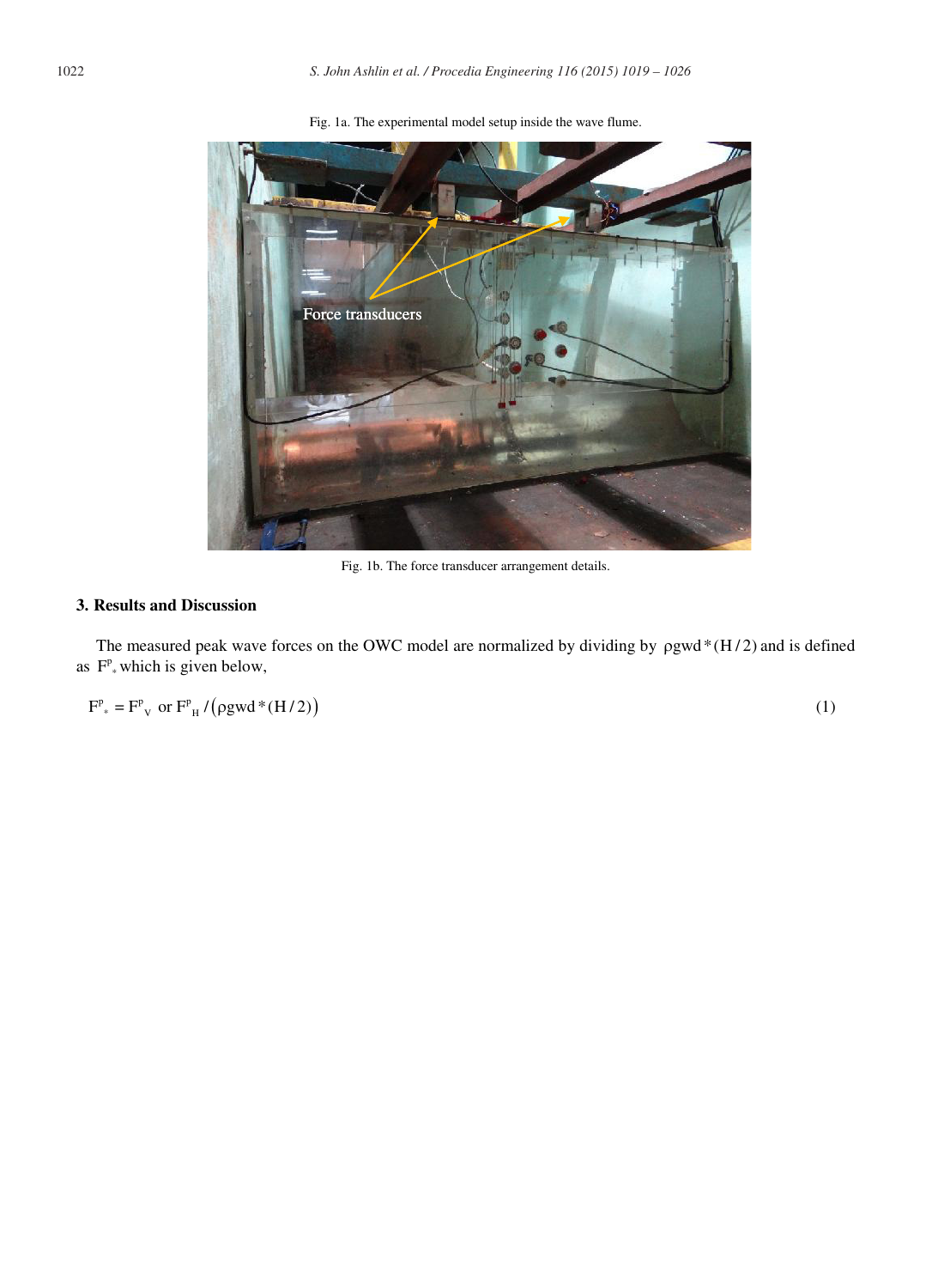Fig. 1a. The experimental model setup inside the wave flume.

Fig. 1b. The force transducer arrangement details.

### 3. Results and Discussion

The measured peak wave forces on the OWC model are normalized by dividing by $\rho gwd*(H/2)$ and is defined as $F^{p}_{*}$ which is given below,

$$F^{p}_{*} = F^{p}_{V} \text{ or } F^{p}_{H} / \left(\rho gwd*(H/2)\right) \tag{1}$$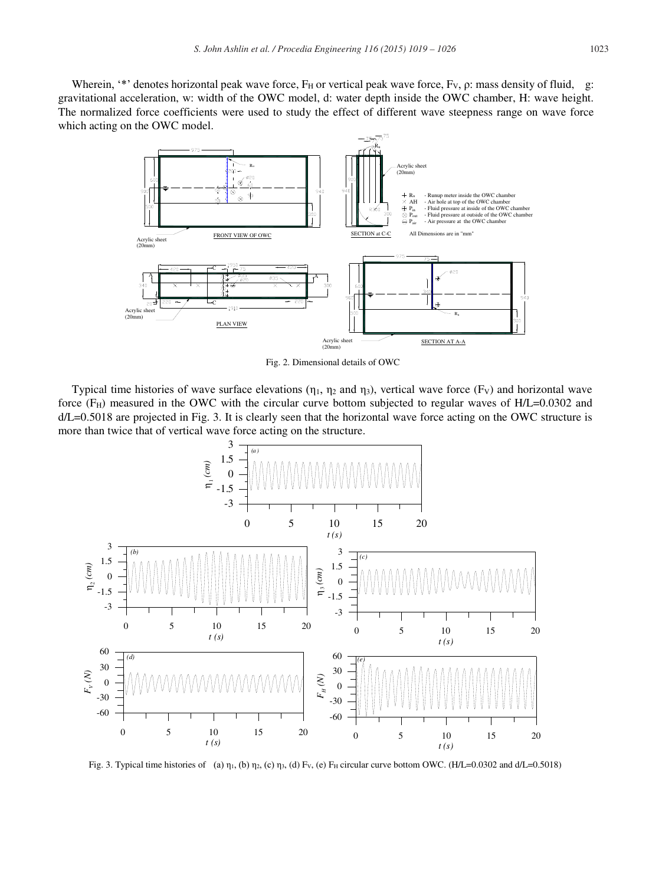Wherein, '*' denotes horizontal peak wave force, $F_H$ or vertical peak wave force, $F_V$, ρ: mass density of fluid, g: gravitational acceleration, w: width of the OWC model, d: water depth inside the OWC chamber, H: wave height. The normalized force coefficients were used to study the effect of different wave steepness range on wave force which acting on the OWC model.

Fig. 2. Dimensional details of OWC

Typical time histories of wave surface elevations ($\eta_1$, $\eta_2$ and $\eta_3$), vertical wave force ($F_V$) and horizontal wave force ($F_H$) measured in the OWC with the circular curve bottom subjected to regular waves of H/L=0.0302 and d/L=0.5018 are projected in Fig. 3. It is clearly seen that the horizontal wave force acting on the OWC structure is more than twice that of vertical wave force acting on the structure.

Fig. 3. Typical time histories of (a) $\eta_1$, (b) $\eta_2$, (c) $\eta_3$, (d) $F_V$, (e) $F_H$ circular curve bottom OWC. (H/L=0.0302 and d/L=0.5018)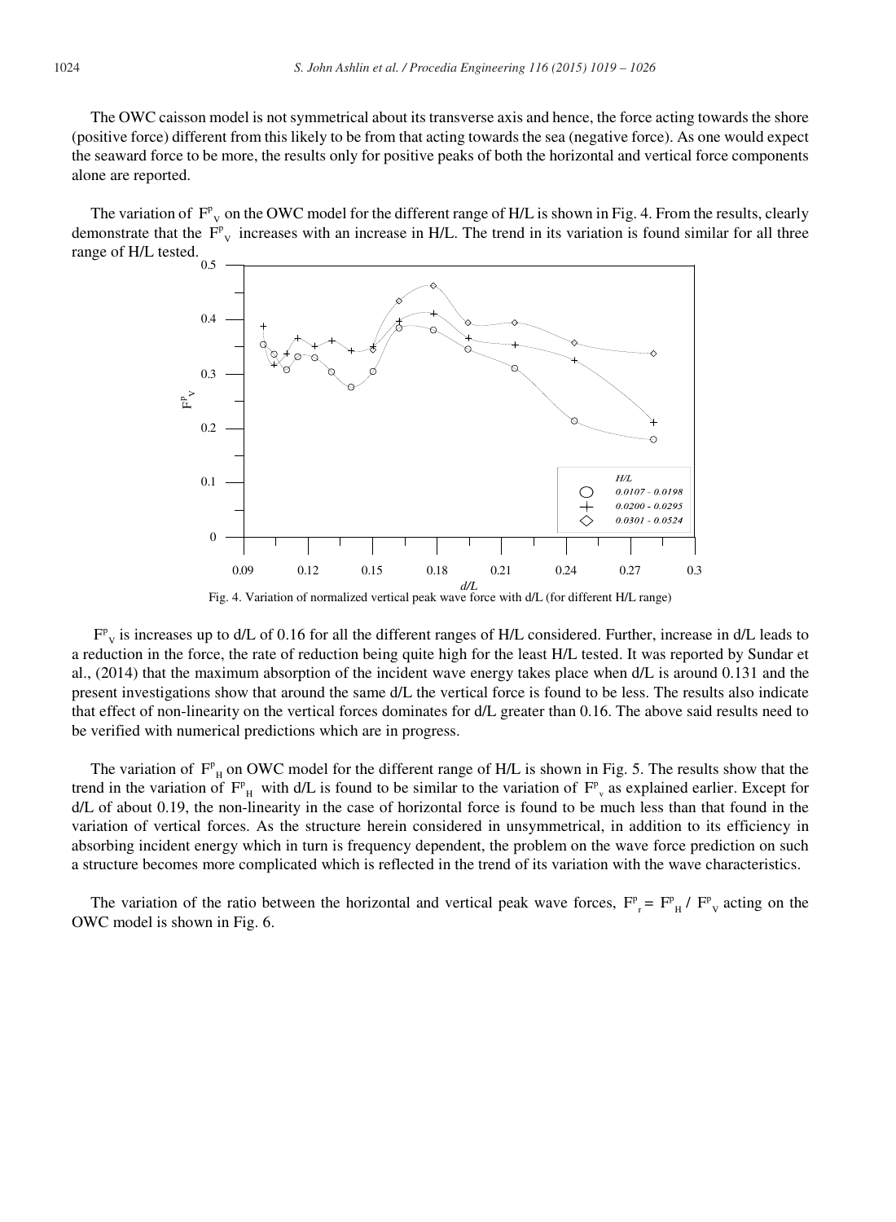The OWC caisson model is not symmetrical about its transverse axis and hence, the force acting towards the shore (positive force) different from this likely to be from that acting towards the sea (negative force). As one would expect the seaward force to be more, the results only for positive peaks of both the horizontal and vertical force components alone are reported.

The variation of $F^p_V$ on the OWC model for the different range of H/L is shown in Fig. 4. From the results, clearly demonstrate that the $F^p_V$ increases with an increase in H/L. The trend in its variation is found similar for all three range of H/L tested.

Fig. 4. Variation of normalized vertical peak wave force with d/L (for different H/L range)

$F^p_V$ is increases up to d/L of 0.16 for all the different ranges of H/L considered. Further, increase in d/L leads to a reduction in the force, the rate of reduction being quite high for the least H/L tested. It was reported by Sundar et al., (2014) that the maximum absorption of the incident wave energy takes place when d/L is around 0.131 and the present investigations show that around the same d/L the vertical force is found to be less. The results also indicate that effect of non-linearity on the vertical forces dominates for d/L greater than 0.16. The above said results need to be verified with numerical predictions which are in progress.

The variation of $F^p_H$ on OWC model for the different range of H/L is shown in Fig. 5. The results show that the trend in the variation of $F^p_H$ with d/L is found to be similar to the variation of $F^p_v$ as explained earlier. Except for d/L of about 0.19, the non-linearity in the case of horizontal force is found to be much less than that found in the variation of vertical forces. As the structure herein considered in unsymmetrical, in addition to its efficiency in absorbing incident energy which in turn is frequency dependent, the problem on the wave force prediction on such a structure becomes more complicated which is reflected in the trend of its variation with the wave characteristics.

The variation of the ratio between the horizontal and vertical peak wave forces, $F^p_r = F^p_H / F^p_V$ acting on the OWC model is shown in Fig. 6.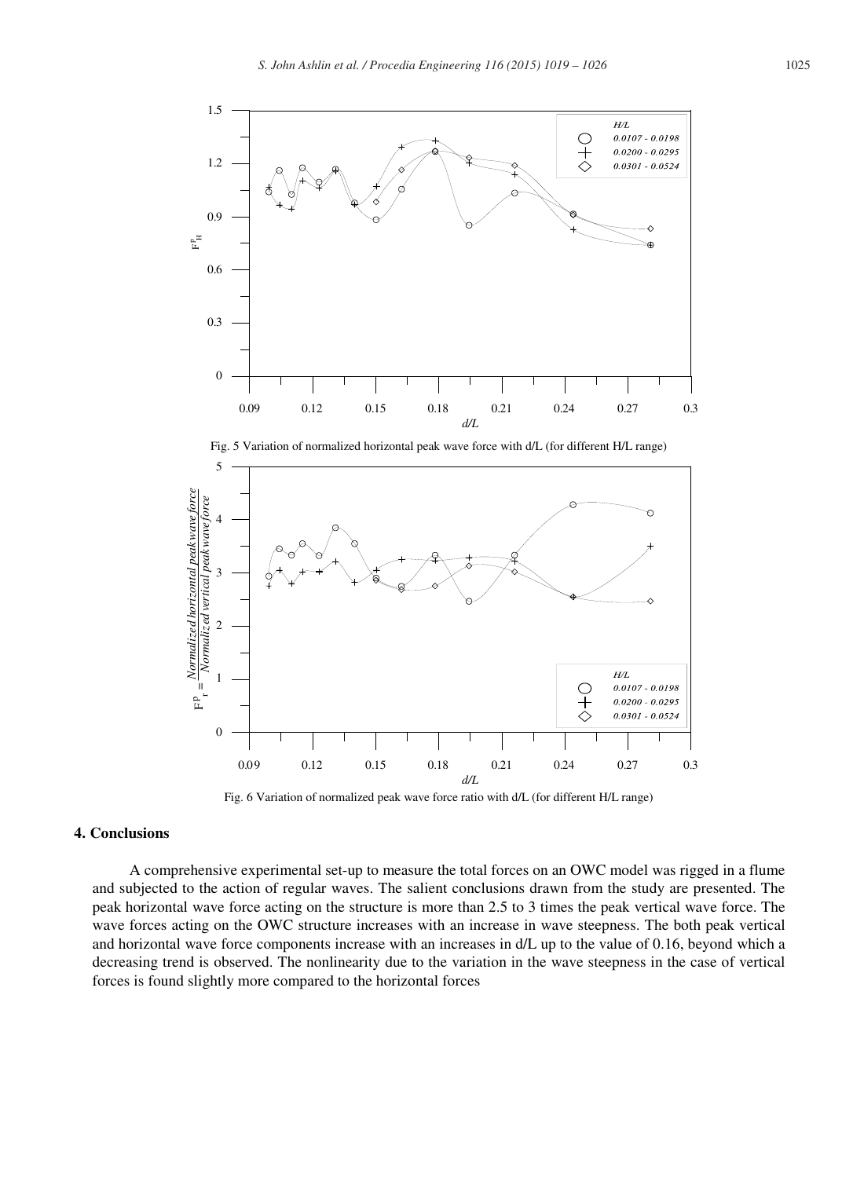Fig. 5 Variation of normalized horizontal peak wave force with d/L (for different H/L range)

Fig. 6 Variation of normalized peak wave force ratio with d/L (for different H/L range)

## 4. Conclusions

A comprehensive experimental set-up to measure the total forces on an OWC model was rigged in a flume and subjected to the action of regular waves. The salient conclusions drawn from the study are presented. The peak horizontal wave force acting on the structure is more than 2.5 to 3 times the peak vertical wave force. The wave forces acting on the OWC structure increases with an increase in wave steepness. The both peak vertical and horizontal wave force components increase with an increases in d/L up to the value of 0.16, beyond which a decreasing trend is observed. The nonlinearity due to the variation in the wave steepness in the case of vertical forces is found slightly more compared to the horizontal forces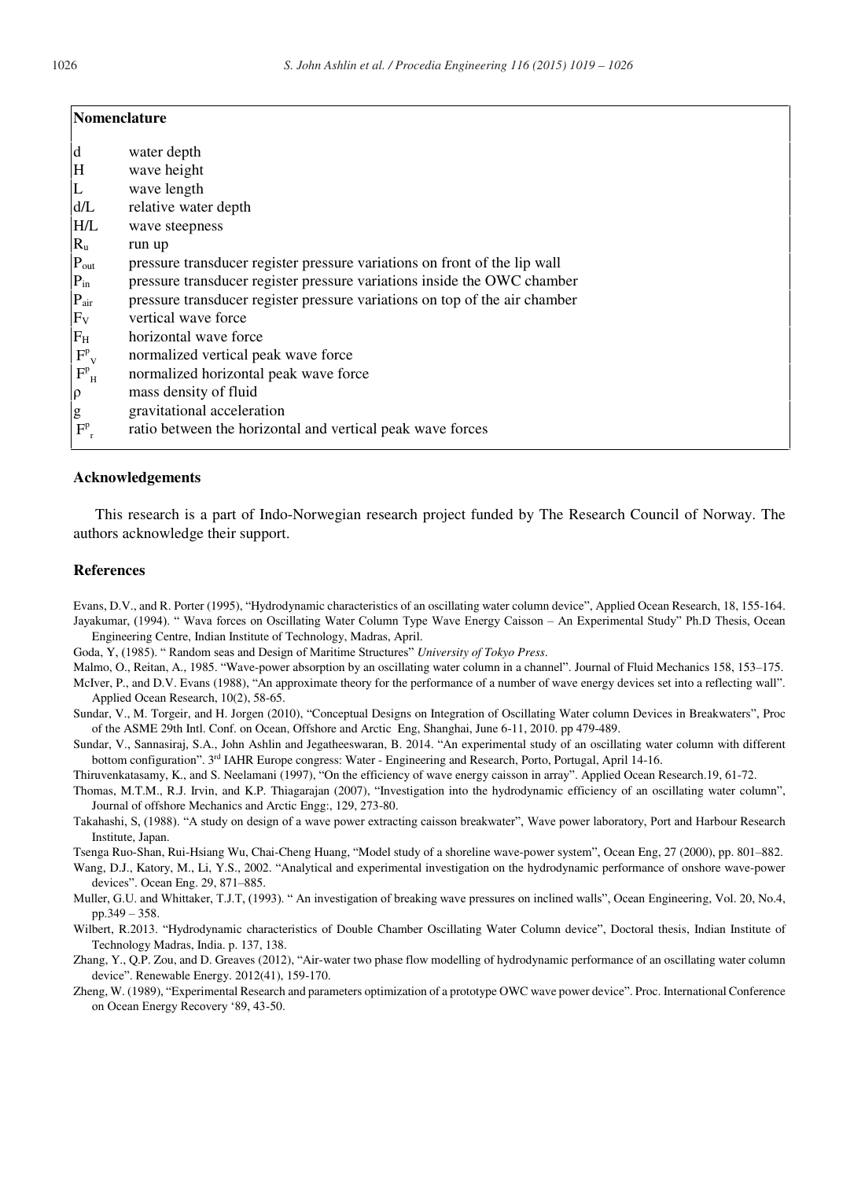## Nomenclature

| | |
|---|---|
| d | water depth |
| H | wave height |
| L | wave length |
| d/L | relative water depth |
| H/L | wave steepness |
| $R_u$ | run up |
| $P_{out}$ | pressure transducer register pressure variations on front of the lip wall |
| $P_{in}$ | pressure transducer register pressure variations inside the OWC chamber |
| $P_{air}$ | pressure transducer register pressure variations on top of the air chamber |
| $F_V$ | vertical wave force |
| $F_H$ | horizontal wave force |
| $F^p_V$ | normalized vertical peak wave force |
| $F^p_H$ | normalized horizontal peak wave force |
| ρ | mass density of fluid |
| g | gravitational acceleration |
| $F^p_r$ | ratio between the horizontal and vertical peak wave forces |

## Acknowledgements

This research is a part of Indo-Norwegian research project funded by The Research Council of Norway. The authors acknowledge their support.

## References

Evans, D.V., and R. Porter (1995), "Hydrodynamic characteristics of an oscillating water column device", Applied Ocean Research, 18, 155-164.

Jayakumar, (1994). " Wava forces on Oscillating Water Column Type Wave Energy Caisson – An Experimental Study" Ph.D Thesis, Ocean Engineering Centre, Indian Institute of Technology, Madras, April.

Goda, Y, (1985). " Random seas and Design of Maritime Structures" *University of Tokyo Press*.

Malmo, O., Reitan, A., 1985. "Wave-power absorption by an oscillating water column in a channel". Journal of Fluid Mechanics 158, 153–175.

McIver, P., and D.V. Evans (1988), "An approximate theory for the performance of a number of wave energy devices set into a reflecting wall". Applied Ocean Research, 10(2), 58-65.

Sundar, V., M. Torgeir, and H. Jorgen (2010), "Conceptual Designs on Integration of Oscillating Water column Devices in Breakwaters", Proc of the ASME 29th Intl. Conf. on Ocean, Offshore and Arctic Eng, Shanghai, June 6-11, 2010. pp 479-489.

Sundar, V., Sannasiraj, S.A., John Ashlin and Jegatheeswaran, B. 2014. "An experimental study of an oscillating water column with different bottom configuration". 3rd IAHR Europe congress: Water - Engineering and Research, Porto, Portugal, April 14-16.

Thiruvenkatasamy, K., and S. Neelamani (1997), "On the efficiency of wave energy caisson in array". Applied Ocean Research.19, 61-72.

Thomas, M.T.M., R.J. Irvin, and K.P. Thiagarajan (2007), "Investigation into the hydrodynamic efficiency of an oscillating water column", Journal of offshore Mechanics and Arctic Engg:, 129, 273-80.

Takahashi, S, (1988). "A study on design of a wave power extracting caisson breakwater", Wave power laboratory, Port and Harbour Research Institute, Japan.

Tsenga Ruo-Shan, Rui-Hsiang Wu, Chai-Cheng Huang, "Model study of a shoreline wave-power system", Ocean Eng, 27 (2000), pp. 801–882.

Wang, D.J., Katory, M., Li, Y.S., 2002. "Analytical and experimental investigation on the hydrodynamic performance of onshore wave-power devices". Ocean Eng. 29, 871–885.

Muller, G.U. and Whittaker, T.J.T, (1993). " An investigation of breaking wave pressures on inclined walls", Ocean Engineering, Vol. 20, No.4, pp.349 – 358.

Wilbert, R.2013. "Hydrodynamic characteristics of Double Chamber Oscillating Water Column device", Doctoral thesis, Indian Institute of Technology Madras, India. p. 137, 138.

Zhang, Y., Q.P. Zou, and D. Greaves (2012), "Air-water two phase flow modelling of hydrodynamic performance of an oscillating water column device". Renewable Energy. 2012(41), 159-170.

Zheng, W. (1989), "Experimental Research and parameters optimization of a prototype OWC wave power device". Proc. International Conference on Ocean Energy Recovery '89, 43-50.